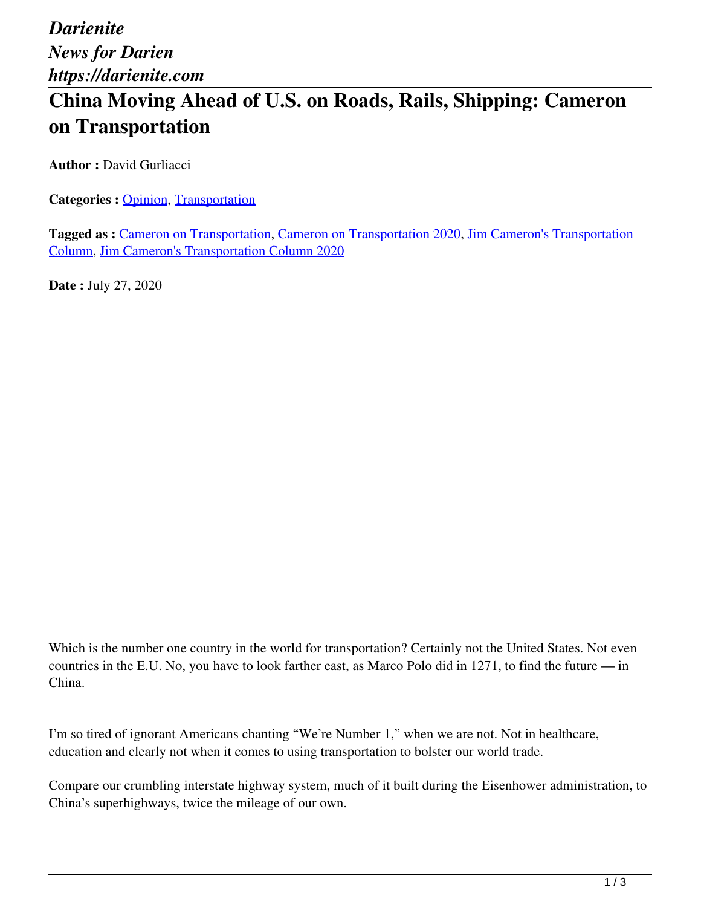*Darienite*
*News for Darien*
*https://darienite.com*

# China Moving Ahead of U.S. on Roads, Rails, Shipping: Cameron on Transportation

**Author :** David Gurliacci

**Categories :** Opinion, Transportation

**Tagged as :** Cameron on Transportation, Cameron on Transportation 2020, Jim Cameron's Transportation Column, Jim Cameron's Transportation Column 2020

**Date :** July 27, 2020

Which is the number one country in the world for transportation? Certainly not the United States. Not even countries in the E.U. No, you have to look farther east, as Marco Polo did in 1271, to find the future — in China.

I'm so tired of ignorant Americans chanting "We're Number 1," when we are not. Not in healthcare, education and clearly not when it comes to using transportation to bolster our world trade.

Compare our crumbling interstate highway system, much of it built during the Eisenhower administration, to China's superhighways, twice the mileage of our own.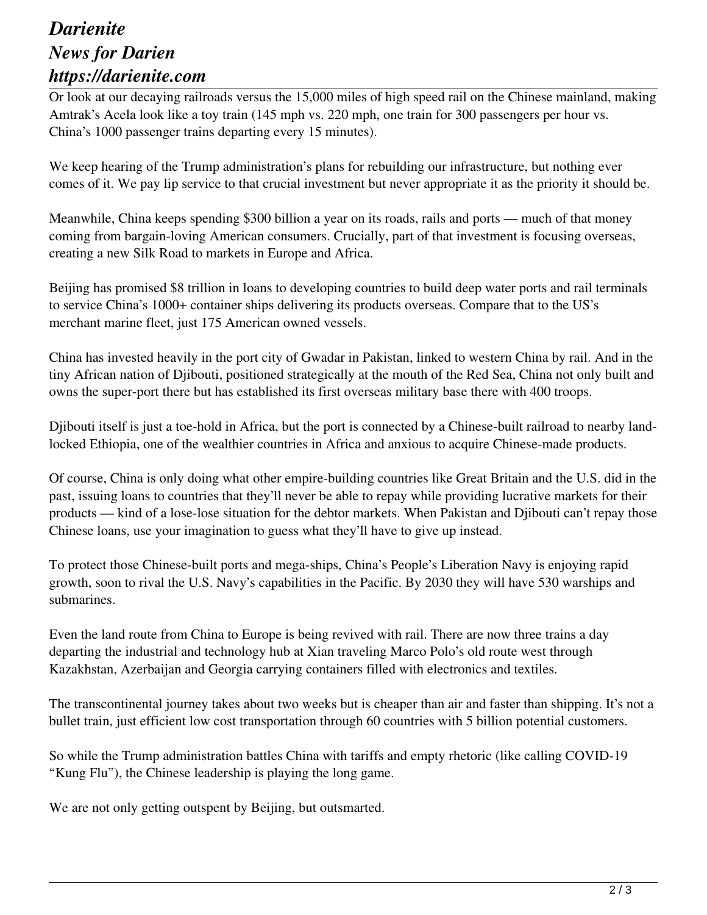Or look at our decaying railroads versus the 15,000 miles of high speed rail on the Chinese mainland, making Amtrak's Acela look like a toy train (145 mph vs. 220 mph, one train for 300 passengers per hour vs. China's 1000 passenger trains departing every 15 minutes).

We keep hearing of the Trump administration's plans for rebuilding our infrastructure, but nothing ever comes of it. We pay lip service to that crucial investment but never appropriate it as the priority it should be.

Meanwhile, China keeps spending $300 billion a year on its roads, rails and ports — much of that money coming from bargain-loving American consumers. Crucially, part of that investment is focusing overseas, creating a new Silk Road to markets in Europe and Africa.

Beijing has promised $8 trillion in loans to developing countries to build deep water ports and rail terminals to service China's 1000+ container ships delivering its products overseas. Compare that to the US's merchant marine fleet, just 175 American owned vessels.

China has invested heavily in the port city of Gwadar in Pakistan, linked to western China by rail. And in the tiny African nation of Djibouti, positioned strategically at the mouth of the Red Sea, China not only built and owns the super-port there but has established its first overseas military base there with 400 troops.

Djibouti itself is just a toe-hold in Africa, but the port is connected by a Chinese-built railroad to nearby land-locked Ethiopia, one of the wealthier countries in Africa and anxious to acquire Chinese-made products.

Of course, China is only doing what other empire-building countries like Great Britain and the U.S. did in the past, issuing loans to countries that they'll never be able to repay while providing lucrative markets for their products — kind of a lose-lose situation for the debtor markets. When Pakistan and Djibouti can't repay those Chinese loans, use your imagination to guess what they'll have to give up instead.

To protect those Chinese-built ports and mega-ships, China's People's Liberation Navy is enjoying rapid growth, soon to rival the U.S. Navy's capabilities in the Pacific. By 2030 they will have 530 warships and submarines.

Even the land route from China to Europe is being revived with rail. There are now three trains a day departing the industrial and technology hub at Xian traveling Marco Polo's old route west through Kazakhstan, Azerbaijan and Georgia carrying containers filled with electronics and textiles.

The transcontinental journey takes about two weeks but is cheaper than air and faster than shipping. It's not a bullet train, just efficient low cost transportation through 60 countries with 5 billion potential customers.

So while the Trump administration battles China with tariffs and empty rhetoric (like calling COVID-19 "Kung Flu"), the Chinese leadership is playing the long game.

We are not only getting outspent by Beijing, but outsmarted.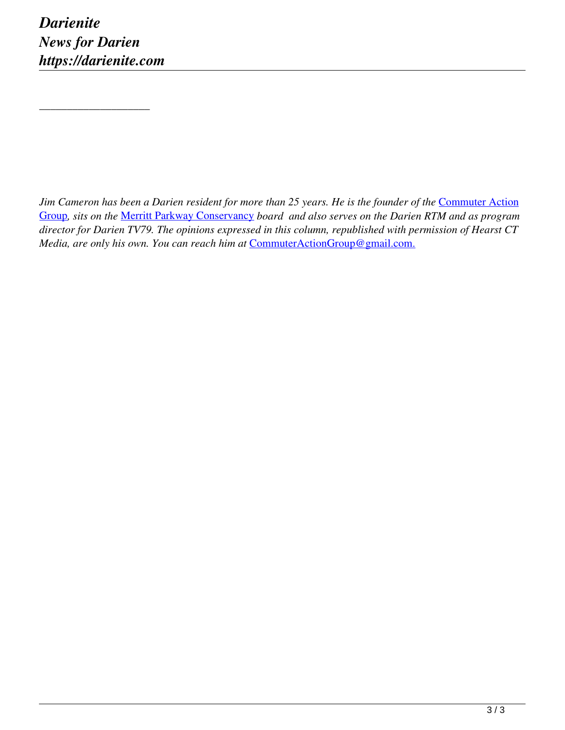———————————

*Jim Cameron has been a Darien resident for more than 25 years. He is the founder of the [Commuter Action Group](), sits on the [Merritt Parkway Conservancy]() board and also serves on the Darien RTM and as program director for Darien TV79. The opinions expressed in this column, republished with permission of Hearst CT Media, are only his own. You can reach him at* [CommuterActionGroup@gmail.com.]()